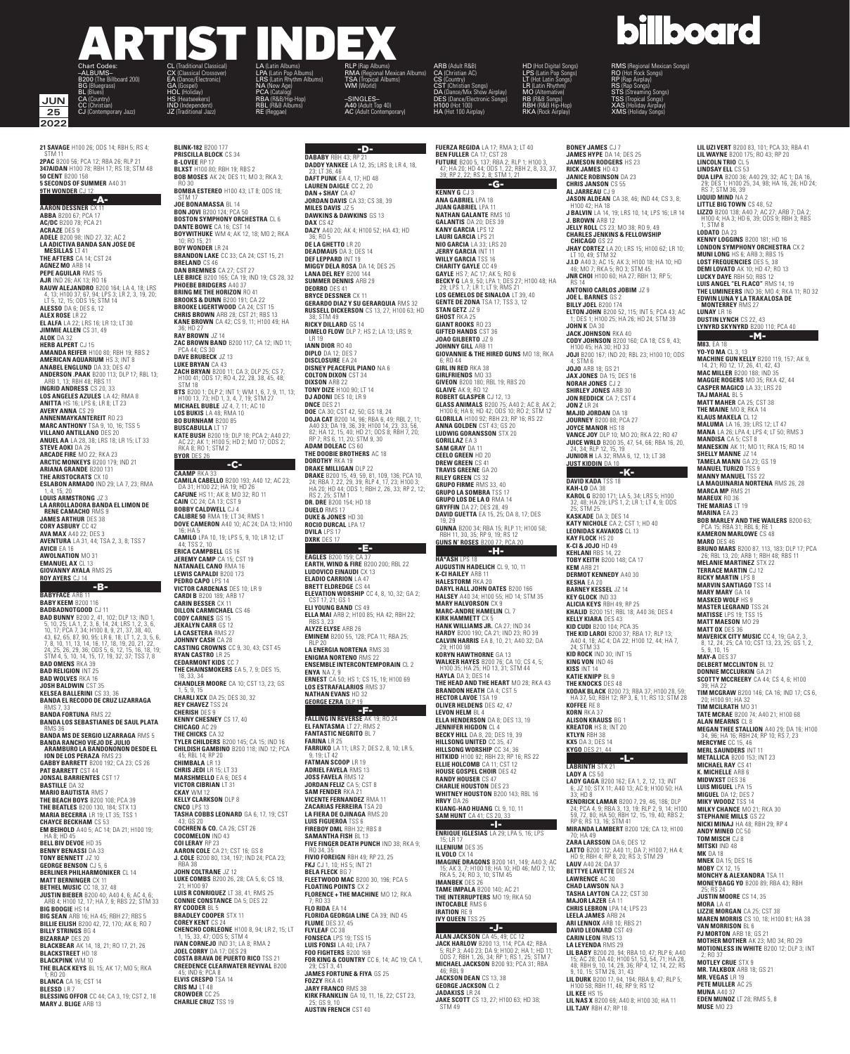# ARTIST INDEX

**billboard**

JUN 25 2022

**Chart Codes:**

–ALBUMS–
B200 (The Billboard 200)
BG (Bluegrass)
BL (Blues)
CA (Country)
CC (Christian)
CJ (Contemporary Jazz)
CL (Traditional Classical)
CX (Classical Crossover)
EA (Dance/Electronic)
GA (Gospel)
HOL (Holiday)
HS (Heatseekers)
IND (Independent)
JZ (Traditional Jazz)
LA (Latin Albums)
LPA (Latin Pop Albums)
LRS (Latin Rhythm Albums)
NA (New Age)
PCA (Catalog)
RBA (R&B/Hip-Hop)
RBL (R&B Albums)
RE (Reggae)
RLP (Rap Albums)
RMA (Regional Mexican Albums)
TSA (Tropical Albums)
WM (World)

–SINGLES–
A40 (Adult Top 40)
AC (Adult Contemporary)
ARB (Adult R&B)
CA (Christian AC)
CS (Country)
CST (Christian Songs)
DA (Dance/Mix Show Airplay)
DES (Dance/Electronic Songs)
H100 (Hot 100)
HA (Hot 100 Airplay)
HD (Hot Digital Songs)
LPS (Latin Pop Songs)
LT (Hot Latin Songs)
LR (Latin Rhythm)
MO (Alternative)
RB (R&B Songs)
RBH (R&B/Hip-Hop)
RKA (Rock Airplay)
RMS (Regional Mexican Songs)
RO (Hot Rock Songs)
RP (Rap Airplay)
RS (Rap Songs)
STS (Streaming Songs)
TSS (Tropical Songs)
XAS (Holiday Airplay)
XMS (Holiday Songs)

**21 SAVAGE** H100 26; ODS 14; RBH 5; RS 4; STM 11
**2PAC** B200 56; PCA 12; RBA 26; RLP 21
**347AIDAN** H100 78; RBH 17; RS 18; STM 48
**50 CENT** B200 158
**5 SECONDS OF SUMMER** A40 31
**9TH WONDER** CJ 12

## -A-

**AARON DESSNER** CX 11
**ABBA** B200 67; PCA 17
**AC/DC** B200 78; PCA 21
**ACRAZE** DES 9
**ADELE** B200 98; IND 27, 32; AC 2
**LA ADICTIVA BANDA SAN JOSE DE MESILLAS** LT 41
**THE AFTERS** CA 14; CST 24
**AGNEZ MO** ARB 14
**PEPE AGUILAR** RMS 15
**AJR** IND 26; AK 13; RO 16
**RAUW ALEJANDRO** B200 164; LA 4, 18; LRS 4, 13; H100 37, 67, 94; LPS 3; LR 2, 3, 19, 20; LT 5, 12, 15; ODS 15; STM 14
**ALESSO** DA 6; DES 6, 12
**ALEX ROSE** LR 22
**EL ALFA** LA 22; LRS 16; LR 13; LT 30
**JIMMIE ALLEN** CS 31, 49
**ALOK** DA 32
**HERB ALPERT** CJ 15
**AMANDA REIFER** H100 80; RBH 19; RBS 2
**AMERICAN AQUARIUM** HS 3; INT 8
**ANABEL ENGLUND** DA 33; DES 47
**ANDERSON .PAAK** B200 113; DLP 17; RBL 13; ARB 1, 13; RBH 48; RBS 11
**INGRID ANDRESS** CS 20, 33
**LOS ANGELES AZULES** LA 42; RMA 8
**ANITTA** HS 16; LPS 6; LR 8; LT 23
**AVERY ANNA** CS 29
**ANNENMAYKANTEREIT** RO 23
**MARC ANTHONY** TSA 9, 10, 16; TSS 5
**VILLANO ANTILLANO** DES 20
**ANUEL AA** LA 28, 38; LRS 18; LR 15; LT 33
**STEVE AOKI** DA 26
**ARCADE FIRE** MO 22; RKA 23
**ARCTIC MONKEYS** B200 179; IND 21
**ARIANA GRANDE** B200 131
**THE ARISTOCRATS** CX 10
**ESLABON ARMADO** IND 29; LA 7, 23; RMA 1, 4, 15, 20
**LOUIS ARMSTRONG** JZ 3
**LA ARROLLADORA BANDA EL LIMON DE RENE CAMACHO** RMS 9
**JAMES ARTHUR** DES 38
**CORY ASBURY** CC 42
**AVA MAX** A40 22; DES 3
**AVENTURA** LA 31, 44; TSA 2, 3, 8; TSS 7
**AVICII** EA 16
**AWOLNATION** MO 31
**EMANUEL AX** CL 13
**GIOVANNY AYALA** RMS 25
**ROY AYERS** CJ 14

## -B-

**BABYFACE** ARB 11
**BABY KEEM** B200 116
**BADBADNOTGOOD** CJ 11
**BAD BUNNY** B200 2, 41, 102; DLP 13; IND 1, 5, 10, 25; LA 1, 2, 3, 6, 14, 24; LRS 1, 2, 3, 6, 10, 17; PCA 7, 34; H100 8, 9, 21, 37, 38, 40, 43, 62, 65, 87, 90, 95; LR 6, 18; LT 1, 2, 3, 5, 6, 7, 8, 10, 11, 13, 14, 16, 17, 18, 19, 20, 21, 22, 24, 25, 26, 29, 36; ODS 5, 6, 12, 15, 16, 18, 19; STM 4, 5, 10, 14, 15, 17, 19, 32, 37; TSS 7, 8
**BAD OMENS** RKA 39
**BAD RELIGION** INT 25
**BAD WOLVES** RKA 16
**JOSH BALDWIN** CST 35
**KELSEA BALLERINI** CS 33, 36
**BANDA EL RECODO DE CRUZ LIZARRAGA** RMS 7, 33
**BANDA FORTUNA** RMS 22
**BANDA LOS SEBASTIANES DE SAUL PLATA** RMS 36
**BANDA MS DE SERGIO LIZARRAGA** RMS 5
**BANDA RANCHO VIEJO DE JULIO ARAMBURO LA BANDONONON DESDE EL ION DE LOS PERAZA** RMS 23
**GABBY BARRETT** B200 192; CA 23; CS 26
**PAT BARRETT** CST 44
**JONSAL BARRIENTES** CST 17
**BASTILLE** DA 32
**MARIO BAUTISTA** RMS 7
**THE BEACH BOYS** B200 108; PCA 39
**THE BEATLES** B200 130, 184; STX 13
**MARIA BECERRA** LR 19; LT 35; TSS 1
**CHAYCE BECKHAM** CS 53
**EM BEIHOLD** A40 5; AC 14; DA 21; H100 19; HA 8; HD 45
**BELL BIV DEVOE** HD 35
**BENNY BENASSI** DA 33
**TONY BENNETT** JZ 10
**GEORGE BENSON** CJ 5, 6
**BERLINER PHILHARMONIKER** CL 14
**MATT BERNINGER** CX 11
**BETHEL MUSIC** CC 18, 37, 48
**JUSTIN BIEBER** B200 40; A40 4, 6; AC 4, 6; ARB 4; H100 12, 17; HA 7, 9; RBS 22; STM 33
**BIG BOOGIE** HS 14
**BIG SEAN** ARB 16; HA 45; RBH 27; RBS 5
**BILLIE EILISH** B200 42, 72, 170; AK 6; RO 7
**BILLY STRINGS** BG 4
**BIZARRAP** DES 20
**BLACKBEAR** AK 14, 18, 21; RO 17, 21, 26
**BLACKSTREET** HD 18
**BLACKPINK** WM 10
**THE BLACK KEYS** BL 15; AK 17; MO 5; RKA 1; RO 20
**BLANCA** CA 16; CST 14
**BLESSD** LR 7
**BLESSING OFFOR** CC 44; CA 3, 19; CST 2, 18
**MARY J. BLIGE** ARB 13
**BLINK-182** B200 177
**PRISCILLA BLOCK** CS 34
**B-LOVEE** RP 17
**BLXST** H100 80; RBH 19; RBS 2
**BOB MOSES** AK 24; DES 11; MO 3; RKA 3; RO 30
**BOMBA ESTEREO** H100 43; LT 8; ODS 18; STM 17
**JOE BONAMASSA** BL 14
**BON JOVI** B200 124; PCA 50
**BOSTON SYMPHONY ORCHESTRA** CL 6
**DANTE BOWE** CA 16; CST 14
**BOYWITHUKE** WM 4; AK 12, 18; MO 2; RKA 10; RO 15, 21
**BOY WONDER** LR 24
**BRANDON LAKE** CC 33; CA 24; CST 15, 21
**BRELAND** CS 46
**DAN BREMNES** CA 27; CST 27
**LEE BRICE** B200 165; CA 19; IND 19; CS 28, 32
**PHOEBE BRIDGERS** A40 37
**BRING ME THE HORIZON** RO 41
**BROOKS & DUNN** B200 191; CA 22
**BROOKE LIGERTWOOD** CA 24; CST 15
**CHRIS BROWN** ARB 28; CST 21; RBS 13
**KANE BROWN** CA 42; CS 9, 11; H100 49; HA 36; HD 27
**RAY BROWN** JZ 14
**ZAC BROWN BAND** B200 117; CA 12; IND 11; PCA 44; CS 30
**DAVE BRUBECK** JZ 13
**LUKE BRYAN** CA 43
**ZACH BRYAN** B200 11; CA 3; DLP 25; CS 7; H100 41; ODS 17; RO 4, 22, 28, 38, 45, 48; STM 18
**BTS** B200 1; DLP 2; INT 1; WM 1, 6, 7, 9, 11, 13; H100 13, 73; HD 1, 3, 4, 7, 19; STM 27
**MICHAEL BUBLE** JZ 4, 7, 11; AC 10
**LOS BUKIS** LA 48; RMA 10
**BO BURNHAM** B200 85
**BUSCABULLA** LT 17
**KATE BUSH** B200 19; DLP 18; PCA 2; A40 27; AC 22; AK 1; H100 5; HD 2; MO 17; ODS 2; RKA 8; RO 1; STM 2
**BYOR** DES 26

## -C-

**CAAMP** RKA 33
**CAMILA CABELLO** B200 193; A40 12; AC 23; DA 31; H100 22; HA 19; HD 26
**CAFUNE** HS 11; AK 8; MO 32; RO 11
**CAIN** CC 24; CA 13; CST 9
**BOBBY CALDWELL** CJ 4
**CALIBRE 50** RMA 19; LT 34; RMS 1
**DOVE CAMERON** A40 10; AC 24; DA 13; H100 16; HA 5
**CAMILO** LPA 10, 19; LPS 5, 9, 10; LR 12; LT 44; TSS 2, 10
**ERICA CAMPBELL** GS 16
**JEREMY CAMP** CA 15; CST 19
**NATANAEL CANO** RMA 16
**LEWIS CAPALDI** B200 173
**PEDRO CAPO** LPS 14
**VICTOR CARDENAS** DES 10; LR 9
**CARDI B** B200 189; ARB 17
**CARIN BESSER** CX 11
**DILLON CARMICHAEL** CS 46
**CODY CARNES** GS 15
**JEKALYN CARR** GS 12
**LA CASETERA** RMS 27
**JOHNNY CASH** CA 28
**CASTING CROWNS** CC 9, 30, 43; CST 45
**RYAN CASTRO** LR 25
**CEDARMONT KIDS** CC 7
**THE CHAINSMOKERS** EA 5, 7, 9; DES 15, 18, 33, 34
**CHANDLER MOORE** CA 10; CST 13, 23; GS 1, 5, 9, 15
**CHARLI XCX** DA 25; DES 30, 32
**REY CHAVEZ** TSS 24
**CHERISH** DES 9
**KENNY CHESNEY** CS 17, 40
**CHICAGO** AC 29
**THE CHICKS** CA 32
**TYLER CHILDERS** B200 145; CA 15; IND 16
**CHILDISH GAMBINO** B200 118; IND 12; PCA 45; RBL 14; RP 20
**CHIMBALA** LR 13
**CHRIS JEDI** LR 15; LT 33
**MARSHMELLO** EA 6; DES 4
**VICTOR CIBRIAN** LT 31
**CKAY** WM 12
**KELLY CLARKSON** DLP 8
**CNCO** LPS 13
**TASHA COBBS LEONARD** GA 6, 17, 19; CST 43; GS 20
**COCHREN & CO.** CA 26; CST 26
**COCOMELON** IND 43
**COI LERAY** RP 23
**AARON COLE** CA 21; CST 16; GS 8
**J. COLE** B200 80, 134, 197; IND 24; PCA 23; RBA 38
**JOHN COLTRANE** JZ 12
**LUKE COMBS** B200 26, 28; CA 5, 6; CS 18, 21; H100 97
**LUIS R CONRIQUEZ** LT 38, 41; RMS 25
**CONNIE CONSTANCE** DA 5; DES 22
**RY COODER** BL 5
**BRADLEY COOPER** STX 11
**COREY KENT** CS 24
**CHENCHO CORLEONE** H100 8, 94; LR 2, 15; LT 1, 15, 33, 47; ODS 5; STM 4
**IVAN CORNEJO** IND 31; LA 8; RMA 2
**JOEL CORRY** DA 17; DES 29
**COSTA BRAVA DE PUERTO RICO** TSS 21
**CREEDENCE CLEARWATER REVIVAL** B200 45; IND 6; PCA 8
**ELVIS CRESPO** TSA 14
**CRIS MJ** LT 48
**CROWDER** CC 25
**CHARLIE CRUZ** TSS 19

## -D-

**DABABY** RBH 43; RP 21
**DADDY YANKEE** LA 12, 35; LRS 8; LR 4, 18, 23; LT 36, 46
**DAFT PUNK** EA 4, 17; HD 48
**LAUREN DAIGLE** CC 2, 20
**DAN + SHAY** CA 47
**JORDAN DAVIS** CA 33; CS 38, 39
**MILES DAVIS** JZ 5
**DAWKINS & DAWKINS** GS 13
**DAX** CS 42
**DAZY** A40 20; AK 4; H100 52; HA 43; HD 36; RO 5
**DE LA GHETTO** LR 20
**DEADMAU5** DA 3; DES 14
**DEF LEPPARD** INT 19
**MIGGY DELA ROSA** DA 14; DES 25
**LANA DEL REY** B200 144
**SUMMER DENNIS** ARB 29
**DEORRO** DES 41
**BRYCE DESSNER** CX 11
**GERARDO DIAZ Y SU GERARQUIA** RMS 32
**RUSSELL DICKERSON** CS 13, 27; H100 63; HD 38; STM 49
**RICKY DILLARD** GS 14
**DIMELO FLOW** DLP 7; HS 2; LA 13; LRS 9; LR 19
**IANN DIOR** RO 40
**DIPLO** DA 12; DES 7
**DISCLOSURE** EA 24
**DISNEY PEACEFUL PIANO** NA 6
**COLTON DIXON** CST 34
**DIXSON** ARB 22
**TONY DIZE** H100 90; LT 14
**DJ ADONI** DES 10; LR 9
**DNCE** DES 21
**DOE** CA 30; CST 42, 50; GS 18, 24
**DOJA CAT** B200 14, 96; RBA 6, 49; RBL 2, 11; A40 33; DA 19, 36, 39; H100 14, 23, 33, 56, 82; HA 12, 15, 40; HD 21; ODS 8; RBH 7, 20; RP 7; RS 6, 11, 20; STM 9, 30
**ADAM DOLEAC** CS 60
**THE DOOBIE BROTHERS** AC 18
**DOROTHY** RKA 19
**DRAKE MILLIGAN** DLP 22
**DRAKE** B200 15, 49, 59, 81, 109, 136; PCA 10, 24; RBA 7, 22, 29, 39; RLP 4, 17, 23; H100 3; HA 20; HD 44; ODS 1; RBH 2, 26, 33; RP 2, 12; RS 2, 25; STM 1
**DR. DRE** B200 154; HD 18
**DUELO** RMS 17
**DUKE & JONES** HD 30
**ROCIO DURCAL** LPA 17
**DVILA** LPS 17
**DXRK** DES 17

## -E-

**EAGLES** B200 159; CA 37
**EARTH, WIND & FIRE** B200 200; RBL 22
**LUDOVICO EINAUDI** CX 13
**ELADIO CARRION** LA 47
**BRETT ELDREDGE** CS 44
**ELEVATION WORSHIP** CC 4, 8, 10, 32; GA 2; CST 17, 21; GS 1
**ELI YOUNG BAND** CS 49
**ELLA MAI** ARB 2; H100 85; HA 42; RBH 22; RBS 3, 23
**ALYZE ELYSE** ARB 26
**EMINEM** B200 55, 128; PCA 11; RBA 25; RLP 20
**LA ENERGIA NORTENA** RMS 30
**ENIGMA NORTENO** RMS 22
**ENSEMBLE INTERCONTEMPORAIN** CL 2
**ENYA** NA 7, 9
**ERNEST** CA 50; HS 1; CS 15, 19; H100 69
**LOS ESTRAFALARIOS** RMS 37
**NATHAN EVANS** HD 32
**GEORGE EZRA** DLP 19

## -F-

**FALLING IN REVERSE** AK 19; RO 24
**EL FANTASMA** LT 27; RMS 2
**FANTASTIC NEGRITO** BL 7
**FARINA** LR 25
**FARRUKO** LA 11; LRS 7; DES 2, 8, 10; LR 5, 9, 19; LT 42
**FATMAN SCOOP** LR 19
**ADRIEL FAVELA** RMS 13
**JOSS FAVELA** RMS 12
**JORDAN FELIZ** CA 5; CST 8
**SAM FENDER** RKA 21
**VICENTE FERNANDEZ** RMA 11
**ZACARIAS FERREIRA** TSA 20
**LA FIERA DE OJINAGA** RMS 20
**LUIS FIGUEROA** TSS 6
**FIREBOY DML** RBH 32; RBS 8
**SAMANTHA FISH** BL 13
**FIVE FINGER DEATH PUNCH** IND 38; RKA 9; RO 34, 35
**FIVIO FOREIGN** RBH 49; RP 23, 25
**FKJ** CJ 1, 10; HS 5; INT 21
**BELA FLECK** BG 7
**FLEETWOOD MAC** B200 30, 196; PCA 5
**FLOATING POINTS** CX 2
**FLORENCE + THE MACHINE** MO 12; RKA 7; RO 33
**FLO RIDA** EA 14
**FLORIDA GEORGIA LINE** CA 39; IND 45
**FLUME** DES 37, 45
**FLYLEAF** CC 38
**FONSECA** LPS 19; TSS 15
**LUIS FONSI** LA 40; LPA 7
**FOO FIGHTERS** B200 169
**FOR KING & COUNTRY** CC 6, 14; AC 19; CA 1, 29; CST 3, 41
**JAMES FORTUNE & FIYA** GS 25
**FOZZY** RKA 41
**JARY FRANCO** RMS 38
**KIRK FRANKLIN** GA 10, 11, 16, 22; CST 23, 25; GS 9, 10
**AUSTIN FRENCH** CST 40
**FUERZA REGIDA** LA 17; RMA 3; LT 40
**BEN FULLER** CA 17; CST 28
**FUTURE** B200 5, 137; RBA 2; RLP 1; H100 3, 47; HA 20; HD 44; ODS 1, 22; RBH 2, 8, 33, 37, 39; RP 2, 22; RS 2, 8; STM 1, 21

## -G-

**KENNY G** CJ 3
**ANA GABRIEL** LPA 18
**JUAN GABRIEL** LPA 11
**NATHAN GALANTE** RMS 10
**GALANTIS** DA 20; DES 39
**KANY GARCIA** LPS 12
**LAURI GARCIA** LPS 21
**NIO GARCIA** LA 33; LRS 20
**JERRY GARCIA** INT 11
**WILLY GARCIA** TSS 16
**CHARITY GAYLE** CC 49
**GAYLE** HS 7; AC 17; AK 5; RO 6
**BECKY G** LA 9, 50; LPA 1; DES 27; H100 48; HA 29; LPS 1, 7; LR 1; LT 9; RMS 21
**LOS GEMELOS DE SINALOA** LT 39, 40
**GENTE DE ZONA** TSA 17; TSS 3, 12
**STAN GETZ** JZ 9
**GHOST** RKA 25
**GIANT ROOKS** RO 23
**GIFTED HANDS** CST 36
**JOAO GILBERTO** JZ 9
**JOHNNY GILL** ARB 11
**GIOVANNIE & THE HIRED GUNS** MO 18; RKA 6; RO 44
**GIRL IN RED** RKA 38
**GIRLFRIENDS** MO 33
**GIVEON** B200 180; RBL 19; RBS 20
**GLAIVE** AK 9; RO 12
**ROBERT GLASPER** CJ 12, 13
**GLASS ANIMALS** B200 75; A40 2; AC 8; AK 2; H100 6; HA 6; HD 42; ODS 10; RO 2; STM 12
**GLORILLA** H100 92; RBH 23; RP 16; RS 22
**ANNA GOLDEN** CST 43; GS 20
**LUDWIG GORANSSON** STX 20
**GORILLAZ** EA 3
**SAM GRAY** DA 11
**CEELO GREEN** HD 20
**DREW GREEN** CS 41
**TRAVIS GREENE** GA 20
**RILEY GREEN** CS 32
**GRUPO FIRME** RMS 33, 40
**GRUPO LA SOMBRA** TSS 17
**GRUPO LOS DE LA O** RMA 14
**GRYFFIN** DA 27; DES 28, 49
**DAVID GUETTA** EA 15, 25; DA 8, 17; DES 19, 29
**GUNNA** B200 34; RBA 15; RLP 11; H100 58; RBH 11, 30, 35; RP 9, 19; RS 12
**GUNS N' ROSES** B200 77; PCA 20

## -H-

**HA*ASH** LPS 18
**AUGUSTIN HADELICH** CL 9, 10, 11
**K-CI HAILEY** ARB 11
**HALESTORM** RKA 20
**DARYL HALL JOHN OATES** B200 166
**HALSEY** A40 34; H100 55; HD 14; STM 35
**MARY HALVORSON** CX 9
**MARC-ANDRE HAMELIN** CL 7
**KIRK HAMMETT** CX 5
**HANK WILLIAMS JR.** CA 27; IND 34
**HARDY** B200 190; CA 21; IND 23; RO 39
**CALVIN HARRIS** EA 8, 10, 21; A40 32; DA 29; H100 98
**KORYN HAWTHORNE** GA 13
**WALKER HAYES** B200 76; CA 10; CS 4, 5; H100 35; HA 25; HD 13, 31; STM 44
**HAYLA** DA 3; DES 14
**THE HEAD AND THE HEART** MO 28; RKA 43
**BRANDON HEATH** CA 4; CST 5
**HECTOR LAVOE** TSA 19
**OLIVER HELDENS** DES 42, 47
**LEVON HELM** BL 4
**ELLA HENDERSON** DA 8; DES 13, 19
**JENNIFER HIGDON** CL 4
**BECKY HILL** DA 8, 20; DES 19, 39
**HILLSONG UNITED** CC 35, 47
**HILLSONG WORSHIP** CC 34, 36
**HITKIDD** H100 92; RBH 23; RP 16; RS 22
**ELLIE HOLCOMB** CA 11; CST 12
**HOUSE GOSPEL CHOIR** DES 42
**RANDY HOUSER** CS 47
**CHARLIE HOUSTON** DES 23
**WHITNEY HOUSTON** B200 143; RBL 16
**HRVY** DA 26
**KUANG-HAO HUANG** CL 9, 10, 11
**SAM HUNT** CA 41; CS 20, 33

## -I-

**ENRIQUE IGLESIAS** LA 29; LPA 5, 16; LPS 15; LR 17
**ILLENIUM** DES 35
**IL VOLO** CX 14
**IMAGINE DRAGONS** B200 141, 149; A40 3; AC 15; AK 3, 7; H100 18; HA 10; HD 46; MO 7, 13; RKA 5, 24; RO 3, 10; STM 45
**IMANBEK** DES 26
**TAME IMPALA** B200 140; AC 21
**THE INTERRUPTERS** MO 19; RKA 50
**INTOCABLE** RMS 6
**IRATION** RE 9
**IVY QUEEN** TSS 25

## -J-

**ALAN JACKSON** CA 45, 49; CC 12
**JACK HARLOW** B200 13, 114; PCA 42; RBA 5; RLP 3; A40 23; DA 9; H100 2; HA 1; HD 11; ODS 7; RBH 1, 26, 34; RP 1; RS 1, 25; STM 7
**MICHAEL JACKSON** B200 93; PCA 31; RBA 46; RBL 9
**JACKSON DEAN** CS 13, 38
**GEORGE JACKSON** CL 2
**JADAKISS** LR 24
**JAKE SCOTT** CS 13, 27; H100 63; HD 38; STM 49
**BONEY JAMES** CJ 7
**JAMES HYPE** DA 14; DES 25
**JAMESON RODGERS** HS 23
**RICK JAMES** HD 43
**JANICE ROBINSON** DA 23
**CHRIS JANSON** CS 55
**AL JARREAU** CJ 9
**JASON ALDEAN** CA 38, 46; IND 44; CS 3, 8; H100 42; HA 18
**J BALVIN** LA 14, 19; LRS 10, 14; LPS 16; LR 14
**J. BROWN** ARB 12
**JELLY ROLL** CS 23; MO 38; RO 9, 49
**CHARLES JENKINS & FELLOWSHIP CHICAGO** GS 22
**JHAY CORTEZ** LA 20; LRS 15; H100 62; LR 10; LT 10, 49; STM 32
**J.I.D** A40 3; AC 15; AK 3; H100 18; HA 10; HD 46; MO 7; RKA 5; RO 3; STM 45
**JNR CHOI** H100 60; HA 27; RBH 13; RP 5; RS 14
**ANTONIO CARLOS JOBIM** JZ 9
**JOE L. BARNES** GS 2
**BILLY JOEL** B200 174
**ELTON JOHN** B200 52, 115; INT 5; PCA 43; AC 1; DES 1; H100 25; HA 26; HD 24; STM 39
**JOHN K** DA 30
**JACK JOHNSON** RKA 40
**CODY JOHNSON** B200 160; CA 18; CS 9, 43; H100 45; HA 30; HD 33
**JOJI** B200 167; IND 20; RBL 23; H100 10; ODS 4; STM 6
**JOJO** ARB 18; GS 21
**JAX JONES** DA 15; DES 16
**NORAH JONES** CJ 2
**SHIRLEY JONES** ARB 30
**JON REDDICK** CA 7; CST 4
**JON Z** LR 24
**MAJID JORDAN** DA 18
**JOURNEY** B200 88; PCA 27
**JOYCE MANOR** HS 18
**VANCE JOY** DLP 10; MO 20; RKA 22; RO 47
**JUICE WRLD** B200 35, 47, 54, 66; RBA 16, 20, 24, 34; RLP 12, 15, 19
**JUNIOR H** LA 32; RMA 6, 12, 13; LT 38
**JUST KIDDIN** DA 10

## -K-

**DAVID KADA** TSS 18
**KAH-LO** DA 38
**KAROL G** B200 171; LA 5, 34; LRS 5; H100 32, 48; HA 29; LPS 1, 2; LR 1; LT 4, 9; ODS 25; STM 25
**KASKADE** DA 3; DES 14
**KATY NICHOLE** CA 2; CST 1; HD 40
**LEONIDAS KAVAKOS** CL 13
**KAY FLOCK** HS 20
**K-CI & JOJO** HD 49
**KEHLANI** RBS 14, 22
**TOBY KEITH** B200 148; CA 17
**KEM** ARB 21
**DERMOT KENNEDY** A40 30
**KESHA** EA 20
**BARNEY KESSEL** JZ 14
**KEY GLOCK** IND 33
**ALICIA KEYS** RBH 49; RP 25
**KHALID** B200 151; RBL 18; A40 36; DES 4
**KELLY KIARA** DES 43
**KID CUDI** B200 104; PCA 35
**THE KID LAROI** B200 37; RBA 17; RLP 13; A40 4, 18; AC 4; DA 22; H100 12, 44; HA 7, 24; STM 33
**KID ROCK** IND 30; INT 15
**KING VON** IND 46
**KISS** INT 14
**KATIE KNIPP** BL 9
**THE KNOCKS** DES 48
**KODAK BLACK** B200 73; RBA 37; H100 28, 59; HA 37, 50; RBH 12; RP 3, 6, 11; RS 13; STM 28
**KOFFEE** RE 8
**KORN** RKA 37
**ALISON KRAUSS** BG 1
**KREATOR** HS 8; INT 20
**KTLYN** RBH 38
**KX5** DA 3; DES 14
**KYGO** DES 21, 44

## -L-

**LABRINTH** STX 21
**LADY A** CS 50
**LADY GAGA** B200 162; EA 1, 2, 12, 13; INT 6; JZ 10; STX 11; A40 13; AC 9; H100 50; HA 33; HD 8
**KENDRICK LAMAR** B200 7, 29, 46, 186; DLP 24; PCA 4, 9; RBA 3, 13, 19; RLP 2, 9, 14; H100 59, 72, 80; HA 50; RBH 12, 15, 19, 40; RBS 2; RP 6; RS 13, 16; STM 41
**MIRANDA LAMBERT** B200 126; CA 13; H100 70; HA 49
**ZARA LARSSON** DA 6; DES 12
**LATTO** B200 112; A40 11; DA 7; H100 7; HA 4; HD 9; RBH 4; RP 8, 20; RS 3; STM 29
**LAUV** A40 24; DA 37
**BETTYE LAVETTE** DES 24
**LAWRENCE** AC 30
**CHAD LAWSON** NA 3
**TASHA LAYTON** CA 22; CST 30
**MAJOR LAZER** EA 11
**CHRIS LEBRON** LPA 14; LPS 23
**LEELA JAMES** ARB 24
**ARI LENNOX** ARB 10; RBS 21
**DAVID LEONARD** CST 49
**CARIN LEON** RMS 13
**LA LEYENDA** RMS 29
**LIL BABY** B200 20, 94; RBA 10, 47; RLP 6; A40 15; AC 28; DA 40; H100 51, 53, 54, 71; HA 28, 48; RBH 9, 10, 14, 29, 36; RP 4, 12, 14, 22; RS 9, 10, 15; STM 26, 31, 43
**LIL DURK** B200 17, 94, 194; RBA 9, 47; RLP 5; H100 58; RBH 11, 46; RP 9; RS 12
**LIL KEED** HS 15
**LIL NAS X** B200 69; A40 8; H100 30; HA 11
**LIL TJAY** RBH 47; RP 18
**LIL UZI VERT** B200 83, 101; PCA 33; RBA 41
**LIL WAYNE** B200 175; RO 43; RP 20
**LINCOLN TRIO** CL 5
**LINDSAY ELL** CS 53
**DUA LIPA** B200 36; A40 29, 32; AC 1; DA 16, 29; DES 1; H100 25, 34, 98; HA 16, 26; HD 24; RS 7; STM 36, 39
**LIQUID MIND** NA 2
**LITTLE BIG TOWN** CS 48, 52
**LIZZO** B200 138; A40 7; AC 27; ARB 7; DA 2; H100 4; HA 3; HD 6, 39; ODS 9; RBH 3; RBS 1; STM 8
**LODATO** DA 23
**KENNY LOGGINS** B200 181; HD 16
**LONDON SYMPHONY ORCHESTRA** CX 2
**MUNI LONG** HS 6; ARB 3; RBS 15
**LOST FREQUENCIES** DES 5, 38
**DEMI LOVATO** AK 10; HD 47; RO 13
**LUCKY DAYE** RBH 50; RBS 12
**LUIS ANGEL "EL FLACO"** RMS 14, 19
**THE LUMINEERS** IND 36; MO 4; RKA 11; RO 32
**EDWIN LUNA Y LA TRAKALOSA DE MONTERREY** RMS 27
**LUNAY** LR 16
**DUSTIN LYNCH** CS 22, 43
**LYNYRD SKYNYRD** B200 110; PCA 40

## -M-

**M83.** EA 18
**YO-YO MA** CL 3, 13
**MACHINE GUN KELLY** B200 119, 157; AK 9, 14, 21; RO 12, 17, 26, 41, 42, 43
**MAC MILLER** B200 188; IND 35
**MAGGIE ROGERS** MO 35; RKA 42, 44
**CASPER MAGICO** LA 33; LRS 20
**TAJ MAHAL** BL 5
**MATT MAHER** CA 25; CST 38
**THE MAINE** MO 8; RKA 14
**KLAUS MAKELA** CL 12
**MALUMA** LA 16, 39; LRS 12; LT 47
**MANA** LA 26; LPA 4; LPS 4; LT 50; RMS 3
**MANDISA** CA 5; CST 8
**MANESKIN** AK 11; MO 11; RKA 15; RO 14
**SHELLY MANNE** JZ 14
**TAMELA MANN** GA 23; GS 19
**MANUEL TURIZO** TSS 9
**MANNY MANUEL** TSS 22
**LA MAQUINARIA NORTENA** RMS 26, 28
**MARCA MP** RMS 21
**MAREUX** RO 36
**THE MARIAS** LT 19
**MARINA** EA 23
**BOB MARLEY AND THE WAILERS** B200 63; PCA 15; RBA 31; RBL 6; RE 1
**KAMERON MARLOWE** CS 48
**MARO** DES 46
**BRUNO MARS** B200 87, 113, 183; DLP 17; PCA 26; RBL 13, 20; ARB 1; RBH 48; RBS 11
**MELANIE MARTINEZ** STX 22
**TERRACE MARTIN** CJ 12
**RICKY MARTIN** LPS 8
**MARVIN SANTIAGO** TSS 14
**MARY MARY** GA 14
**MASKED WOLF** HS 9
**MASTER LEGRAND** TSS 24
**MATISSE** LPS 19; TSS 15
**MATT MAESON** MO 29
**MATT OX** DES 36
**MAVERICK CITY MUSIC** CC 4, 19; GA 2, 3, 8, 12, 24, 25; CA 10; CST 13, 23, 25; GS 1, 2, 5, 9, 10, 15
**MAY-A** DES 37
**DELBERT MCCLINTON** BL 12
**DONNIE MCCLURKIN** GA 21
**SCOTTY MCCREERY** CA 44; CS 4, 6; H100 39; HA 22
**TIM MCGRAW** B200 146; CA 16; IND 17; CS 6, 20; H100 91; HA 32
**TIM MCILRATH** MO 31
**TATE MCRAE** B200 74; A40 21; H100 68
**ALAN MEARNS** CL 8
**MEGAN THEE STALLION** A40 29; DA 16; H100 34, 96; HA 16; RBH 24; RP 10; RS 7, 23
**MERCYME** CC 15, 46
**MERL SAUNDERS** INT 11
**METALLICA** B200 153; INT 23
**MICHAEL RAY** CS 41
**K. MICHELLE** ARB 6
**MIDWXST** DES 36
**LUIS MIGUEL** LPA 15
**MIGUEL** DA 12; DES 7
**MIKY WOODZ** TSS 14
**MILKY CHANCE** MO 21; RKA 30
**STEPHANIE MILLS** GS 22
**NICKI MINAJ** HA 48; RBH 29; RP 4
**ANDY MINEO** CC 50
**TOM MISCH** CJ 8
**MITSKI** IND 48
**MK** DA 18
**MNEK** DA 15; DES 16
**MOBY** CX 12, 15
**MONCHY & ALEXANDRA** TSA 11
**MONEYBAGG YO** B200 89; RBA 43; RBH 25; RS 24
**JUSTIN MOORE** CS 14, 35
**MORA** LA 41
**LIZZIE MORGAN** CA 25; CST 38
**MAREN MORRIS** CS 10, 18; H100 81; HA 38
**VAN MORRISON** BL 6
**PJ MORTON** ARB 18; GS 21
**MOTHER MOTHER** AK 23; MO 34; RO 29
**MOTIONLESS IN WHITE** B200 12; DLP 3; INT 2; RO 37
**MOTLEY CRUE** STX 9
**MR. TALKBOX** ARB 18; GS 21
**MR. VEGAS** LR 19
**PETE MULLER** AC 25
**MUNA** A40 37
**EDEN MUNOZ** LT 28; RMS 5, 8
**MUSE** MO 23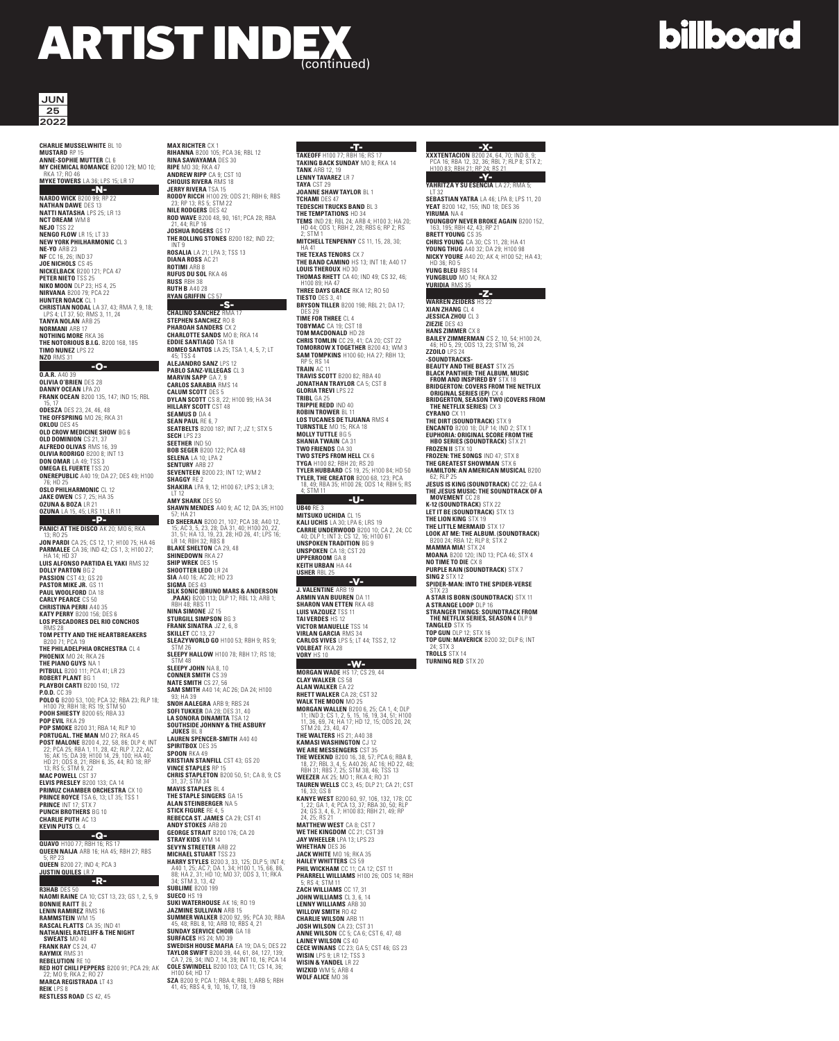# ARTIST INDEX (continued)

JUN 25 2022

**CHARLIE MUSSELWHITE** BL 10
**MUSTARD** RP 15
**ANNE-SOPHIE MUTTER** CL 6
**MY CHEMICAL ROMANCE** B200 129; MO 10; RKA 17; RO 46
**MYKE TOWERS** LA 36; LPS 15; LR 17

## -N-

**NARDO WICK** B200 99; RP 22
**NATHAN DAWE** DES 13
**NATTI NATASHA** LPS 25; LR 13
**NCT DREAM** WM 8
**NEJO** TSS 22
**NENGO FLOW** LR 15; LT 33
**NEW YORK PHILHARMONIC** CL 3
**NE-YO** ARB 23
**NF** CC 16, 26; IND 37
**JOE NICHOLS** CS 45
**NICKELBACK** B200 121; PCA 47
**PETER NIETO** TSS 25
**NIKO MOON** DLP 23; HS 4, 25
**NIRVANA** B200 79; PCA 22
**HUNTER NOACK** CL 1
**CHRISTIAN NODAL** LA 37, 43; RMA 7, 9, 18; LPS 4; LT 37, 50; RMS 3, 11, 24
**TANYA NOLAN** ARB 25
**NORMANI** ARB 17
**NOTHING MORE** RKA 36
**THE NOTORIOUS B.I.G.** B200 168, 185
**TIMO NUNEZ** LPS 22
**NZO** RMS 31

## -O-

**O.A.R.** A40 39
**OLIVIA O'BRIEN** DES 28
**DANNY OCEAN** LPA 20
**FRANK OCEAN** B200 135, 147; IND 15; RBL 15, 17
**ODESZA** DES 23, 24, 46, 48
**THE OFFSPRING** MO 26; RKA 31
**OKLOU** DES 45
**OLD CROW MEDICINE SHOW** BG 6
**OLD DOMINION** CS 21, 37
**ALFREDO OLIVAS** RMS 16, 39
**OLIVIA RODRIGO** B200 8; INT 13
**DON OMAR** LA 49; TSS 3
**OMEGA EL FUERTE** TSS 20
**ONEREPUBLIC** A40 19; DA 27; DES 49; H100 76; HD 25
**OSLO PHILHARMONIC** CL 12
**JAKE OWEN** CS 7, 25; HA 35
**OZUNA & BOZA** LR 21
**OZUNA** LA 15, 45; LRS 11; LR 11

## -P-

**PANIC! AT THE DISCO** AK 20; MO 6; RKA 13; RO 25
**JON PARDI** CA 25; CS 12, 17; H100 75; HA 46
**PARMALEE** CA 36; IND 42; CS 1, 3; H100 27; HA 14; HD 37
**LUIS ALFONSO PARTIDA EL YAKI** RMS 32
**DOLLY PARTON** BG 2
**PASSION** CST 43; GS 20
**PASTOR MIKE JR.** GS 11
**PAUL WOOLFORD** DA 18
**CARLY PEARCE** CS 50
**CHRISTINA PERRI** A40 35
**KATY PERRY** B200 156; DES 6
**LOS PESCADORES DEL RIO CONCHOS** RMS 28
**TOM PETTY AND THE HEARTBREAKERS** B200 71; PCA 19
**THE PHILADELPHIA ORCHESTRA** CL 4
**PHOENIX** MO 24; RKA 26
**THE PIANO GUYS** NA 1
**PITBULL** B200 111; PCA 41; LR 23
**ROBERT PLANT** BG 1
**PLAYBOI CARTI** B200 150, 172
**P.O.D.** CC 39
**POLO G** B200 53, 100; PCA 32; RBA 23; RLP 18; H100 79; RBH 18; RS 19; STM 50
**POOH SHIESTY** B200 65; RBA 33
**POP EVIL** RKA 29
**POP SMOKE** B200 31; RBA 14; RLP 10
**PORTUGAL. THE MAN** MO 27; RKA 45
**POST MALONE** B200 4, 22, 58, 86; DLP 4; INT 22; PCA 25; RBA 1, 11, 28, 42; RLP 7, 22; AC 16; AK 15; DA 39; H100 14, 29, 100; HA 40; HD 21; ODS 8, 21; RBH 6, 35, 44; RO 18; RP 13; RS 5; STM 9, 22
**MAC POWELL** CST 37
**ELVIS PRESLEY** B200 133; CA 14
**PRIMUZ CHAMBER ORCHESTRA** CX 10
**PRINCE ROYCE** TSA 6, 13; LT 35; TSS 1
**PRINCE** INT 17; STX 7
**PUNCH BROTHERS** BG 10
**CHARLIE PUTH** AC 13
**KEVIN PUTS** CL 4

## -Q-

**QUAVO** H100 77; RBH 16; RS 17
**QUEEN NAIJA** ARB 16; HA 45; RBH 27; RBS 5; RP 23
**QUEEN** B200 27; IND 4; PCA 3
**JUSTIN QUILES** LR 7

## -R-

**R3HAB** DES 50
**NAOMI RAINE** CA 10; CST 13, 23; GS 1, 2, 5, 9
**BONNIE RAITT** BL 2
**LENIN RAMIREZ** RMS 16
**RAMMSTEIN** WM 15
**RASCAL FLATTS** CA 35; IND 41
**NATHANIEL RATELIFF & THE NIGHT SWEATS** MO 40
**FRANK RAY** CS 24, 47
**RAYMIX** RMS 31
**REBELUTION** RE 10
**RED HOT CHILI PEPPERS** B200 91; PCA 29; AK 22; MO 9; RKA 2; RO 27
**MARCA REGISTRADA** LT 43
**REIK** LPS 8
**RESTLESS ROAD** CS 42, 45
**MAX RICHTER** CX 1
**RIHANNA** B200 105; PCA 36; RBL 12
**RINA SAWAYAMA** DES 30
**RIPE** MO 30; RKA 47
**ANDREW RIPP** CA 9; CST 10
**CHIQUIS RIVERA** RMS 18
**JERRY RIVERA** TSA 15
**RODDY RICCH** H100 29; ODS 21; RBH 6; RBS 23; RP 13; RS 5; STM 22
**NILE RODGERS** DES 42
**ROD WAVE** B200 48, 90, 161; PCA 28; RBA 21, 44; RLP 16
**JOSHUA ROGERS** GS 17
**THE ROLLING STONES** B200 182; IND 22; INT 9
**ROSALIA** LA 21; LPA 3; TSS 13
**DIANA ROSS** AC 21
**ROTIMI** ARB 8
**RUFUS DU SOL** RKA 46
**RUSS** RBH 38
**RUTH B** A40 28
**RYAN GRIFFIN** CS 57

## -S-

**CHALINO SANCHEZ** RMA 17
**STEPHEN SANCHEZ** RO 8
**PHAROAH SANDERS** CX 2
**CHARLOTTE SANDS** MO 8; RKA 14
**EDDIE SANTIAGO** TSA 18
**ROMEO SANTOS** LA 25; TSA 1, 4, 5, 7; LT 45; TSS 4
**ALEJANDRO SANZ** LPS 12
**PABLO SANZ-VILLEGAS** CL 3
**MARVIN SAPP** GA 7, 9
**CARLOS SARABIA** RMS 14
**CALUM SCOTT** DES 5
**DYLAN SCOTT** CS 8, 22; H100 99; HA 34
**HILLARY SCOTT** CST 48
**SEAMUS D** DA 4
**SEAN PAUL** RE 6, 7
**SEATBELTS** B200 187; INT 7; JZ 1; STX 5
**SECH** LPS 23
**SEETHER** IND 50
**BOB SEGER** B200 122; PCA 48
**SELENA** LA 10; LPA 2
**SENTURY** ARB 27
**SEVENTEEN** B200 23; INT 12; WM 2
**SHAGGY** RE 2
**SHAKIRA** LPA 9, 12; H100 67; LPS 3; LR 3; LT 12
**AMY SHARK** DES 50
**SHAWN MENDES** A40 9; AC 12; DA 35; H100 57; HA 21
**ED SHEERAN** B200 21, 107; PCA 38; A40 12, 15; AC 3, 5, 23, 28; DA 31, 40; H100 20, 22, 31, 51; HA 13, 19, 23, 28; HD 26, 41; LPS 16; LR 14; RBH 32; RBS 8
**BLAKE SHELTON** CA 29, 48
**SHINEDOWN** RKA 27
**SHIP WREK** DES 15
**SHOOTTER LEDO** LR 24
**SIA** A40 16; AC 20; HD 23
**SIGMA** DES 43
**SILK SONIC (BRUNO MARS & ANDERSON .PAAK)** B200 113; DLP 17; RBL 13; ARB 1; RBH 48; RBS 11
**NINA SIMONE** JZ 15
**STURGILL SIMPSON** BG 3
**FRANK SINATRA** JZ 2, 6, 8
**SKILLET** CC 13, 27
**SLEAZYWORLD GO** H100 53; RBH 9; RS 9; STM 26
**SLEEPY HALLOW** H100 78; RBH 17; RS 18; STM 48
**SLEEPY JOHN** NA 8, 10
**CONNER SMITH** CS 39
**NATE SMITH** CS 27, 56
**SAM SMITH** A40 14; AC 26; DA 24; H100 93; HA 39
**SNOH AALEGRA** ARB 9; RBS 24
**SOFI TUKKER** DA 28; DES 31, 40
**LA SONORA DINAMITA** TSA 12
**SOUTHSIDE JOHNNY & THE ASBURY JUKES** BL 8
**LAUREN SPENCER-SMITH** A40 40
**SPIRITBOX** DES 35
**SPOON** RKA 49
**KRISTIAN STANFILL** CST 43; GS 20
**VINCE STAPLES** RP 15
**CHRIS STAPLETON** B200 50, 51; CA 8, 9; CS 31, 37; STM 34
**MAVIS STAPLES** BL 4
**THE STAPLE SINGERS** GA 15
**ALAN STEINBERGER** NA 5
**STICK FIGURE** RE 4, 5
**REBECCA ST. JAMES** CA 29; CST 41
**ANDY STOKES** ARB 20
**GEORGE STRAIT** B200 176; CA 20
**STRAY KIDS** WM 14
**SEVYN STREETER** ARB 22
**MICHAEL STUART** TSS 23
**HARRY STYLES** B200 3, 33, 125; DLP 5; INT 4; A40 1, 25; AC 7; DA 1, 34; H100 1, 15, 66, 86, 88; HA 2, 31; HD 10; MO 37; ODS 3, 11; RKA 34; STM 3, 13, 42
**SUBLIME** B200 199
**SUECO** HS 19
**SUKI WATERHOUSE** AK 16; RO 19
**JAZMINE SULLIVAN** ARB 15
**SUMMER WALKER** B200 92, 95; PCA 30; RBA 45, 48; RBL 8, 10; ARB 10; RBS 4, 21
**SUNDAY SERVICE CHOIR** GA 18
**SURFACES** HS 24; MO 39
**SWEDISH HOUSE MAFIA** EA 19; DA 5; DES 22
**TAYLOR SWIFT** B200 39, 44, 61, 84, 127, 139; CA 7, 26, 34; IND 7, 14, 39; INT 10, 16; PCA 14
**COLE SWINDELL** B200 103; CA 11; CS 14, 36; H100 64; HD 17
**SZA** B200 9; PCA 1; RBA 4; RBL 1; ARB 5; RBH 41, 45; RBS 4, 9, 10, 16, 17, 18, 19

## -T-

**TAKEOFF** H100 77; RBH 16; RS 17
**TAKING BACK SUNDAY** MO 8; RKA 14
**TANK** ARB 12, 19
**LENNY TAVAREZ** LR 7
**TAYA** CST 29
**JOANNE SHAW TAYLOR** BL 1
**TCHAMI** DES 47
**TEDESCHI TRUCKS BAND** BL 3
**THE TEMPTATIONS** HD 34
**TEMS** IND 28; RBL 24; ARB 4; H100 3; HA 20; HD 44; ODS 1; RBH 2, 28; RBS 6; RP 2; RS 2; STM 1
**MITCHELL TENPENNY** CS 11, 15, 28, 30; HA 41
**THE TEXAS TENORS** CX 7
**THE BAND CAMINO** HS 13; INT 18; A40 17
**LOUIS THEROUX** HD 30
**THOMAS RHETT** CA 40; IND 49; CS 32, 46; H100 89; HA 47
**THREE DAYS GRACE** RKA 12; RO 50
**TIESTO** DES 3, 41
**BRYSON TILLER** B200 198; RBL 21; DA 17; DES 29
**TIME FOR THREE** CL 4
**TOBYMAC** CA 19; CST 18
**TOM MACDONALD** HD 28
**CHRIS TOMLIN** CC 29, 41; CA 20; CST 22
**TOMORROW X TOGETHER** B200 43; WM 3
**SAM TOMPKINS** H100 60; HA 27; RBH 13; RP 5; RS 14
**TRAIN** AC 11
**TRAVIS SCOTT** B200 82; RBA 40
**JONATHAN TRAYLOR** CA 5; CST 8
**GLORIA TREVI** LPS 22
**TRIBL** GA 25
**TRIPPIE REDD** IND 40
**ROBIN TROWER** BL 11
**LOS TUCANES DE TIJUANA** RMS 4
**TURNSTILE** MO 15; RKA 18
**MOLLY TUTTLE** BG 5
**SHANIA TWAIN** CA 31
**TWO FRIENDS** DA 30
**TWO STEPS FROM HELL** CX 6
**TYGA** H100 82; RBH 20; RS 20
**TYLER HUBBARD** CS 19, 25; H100 84; HD 50
**TYLER, THE CREATOR** B200 68, 123; PCA 18, 49; RBA 35; H100 26; ODS 14; RBH 5; RS 4; STM 11

## -U-

**UB40** RE 3
**MITSUKO UCHIDA** CL 15
**KALI UCHIS** LA 30; LPA 6; LRS 19
**CARRIE UNDERWOOD** B200 10; CA 2, 24; CC 40; DLP 1; INT 3; CS 12, 16; H100 61
**UNSPOKEN TRADITION** BG 9
**UNSPOKEN** CA 18; CST 20
**UPPERROOM** GA 8
**KEITH URBAN** HA 44
**USHER** RBL 25

## -V-

**J. VALENTINE** ARB 19
**ARMIN VAN BUUREN** DA 11
**SHARON VAN ETTEN** RKA 48
**LUIS VAZQUEZ** TSS 11
**TAI VERDES** HS 12
**VICTOR MANUELLE** TSS 14
**VIRLAN GARCIA** RMS 34
**CARLOS VIVES** LPS 5; LT 44; TSS 2, 12
**VOLBEAT** RKA 28
**VORY** HS 10

## -W-

**MORGAN WADE** HS 17; CS 29, 44
**CLAY WALKER** CS 58
**ALAN WALKER** EA 22
**RHETT WALKER** CA 28; CST 32
**WALK THE MOON** MO 25
**MORGAN WALLEN** B200 6, 25; CA 1, 4; DLP 11; IND 3; CS 1, 2, 5, 15, 16, 19, 34, 51; H100 11, 36, 69, 74; HA 17; HD 12, 15; ODS 20, 24; STM 20, 23, 40, 47
**THE WALTERS** HS 21; A40 38
**KAMASI WASHINGTON** CJ 12
**WE ARE MESSENGERS** CST 35
**THE WEEKND** B200 16, 38, 57; PCA 6; RBA 8, 18, 27; RBL 3, 4, 5; A40 26; AC 16; HD 22, 48; RBH 31; RBS 7, 25; STM 38, 46; TSS 13
**WEEZER** AK 25; MO 1; RKA 4; RO 31
**TAUREN WELLS** CC 3, 45; DLP 21; CA 21; CST 16, 33; GS 8
**KANYE WEST** B200 60, 97, 106, 132, 178; CC 1, 22; GA 1, 4; PCA 13, 37; RBA 30, 50; RLP 24; GS 3, 4, 6, 7; H100 83; RBH 21, 49; RP 24, 25; RS 21
**MATTHEW WEST** CA 8; CST 7
**WE THE KINGDOM** CC 21; CST 39
**JAY WHEELER** LPA 13; LPS 23
**WHETHAN** DES 36
**JACK WHITE** MO 16; RKA 35
**HAILEY WHITTERS** CS 59
**PHIL WICKHAM** CC 11; CA 12; CST 11
**PHARRELL WILLIAMS** H100 26; ODS 14; RBH 5; RS 4; STM 11
**ZACH WILLIAMS** CC 17, 31
**JOHN WILLIAMS** CL 3, 6, 14
**LENNY WILLIAMS** ARB 30
**WILLOW SMITH** RO 42
**CHARLIE WILSON** ARB 11
**JOSH WILSON** CA 23; CST 31
**ANNE WILSON** CC 5; CA 6; CST 6, 47, 48
**LAINEY WILSON** CS 40
**CECE WINANS** CC 23; GA 5; CST 46; GS 23
**WISIN** LPS 9; LR 12; TSS 3
**WISIN & YANDEL** LR 22
**WIZKID** WM 5; ARB 4
**WOLF ALICE** MO 36

## -X-

**XXXTENTACION** B200 24, 64, 70; IND 8, 9; PCA 16; RBA 12, 32, 36; RBL 7; RLP 8; STX 2; H100 83; RBH 21; RP 24; RS 21

## -Y-

**YAHRITZA Y SU ESENCIA** LA 27; RMA 5; LT 32
**SEBASTIAN YATRA** LA 46; LPA 8; LPS 11, 20
**YEAT** B200 142, 155; IND 18; DES 36
**YIRUMA** NA 4
**YOUNGBOY NEVER BROKE AGAIN** B200 152, 163, 195; RBH 42, 43; RP 21
**BRETT YOUNG** CS 35
**CHRIS YOUNG** CA 30; CS 11, 28; HA 41
**YOUNG THUG** A40 32; DA 29; H100 98
**NICKY YOURE** A40 20; AK 4; H100 52; HA 43; HD 36; RO 5
**YUNG BLEU** RBS 14
**YUNGBLUD** MO 14; RKA 32
**YURIDIA** RMS 35

## -Z-

**WARREN ZEIDERS** HS 22
**XIAN ZHANG** CL 4
**JESSICA ZHOU** CL 3
**ZIEZIE** DES 43
**HANS ZIMMER** CX 8
**BAILEY ZIMMERMAN** CS 2, 10, 54; H100 24, 46; HD 5, 29; ODS 13, 23; STM 16, 24
**ZZOILO** LPS 24

**-SOUNDTRACKS-**
**BEAUTY AND THE BEAST** STX 25
**BLACK PANTHER: THE ALBUM, MUSIC FROM AND INSPIRED BY** STX 18
**BRIDGERTON: COVERS FROM THE NETFLIX ORIGINAL SERIES (EP)** CX 4
**BRIDGERTON, SEASON TWO (COVERS FROM THE NETFLIX SERIES)** CX 3
**CYRANO** CX 11
**THE DIRT (SOUNDTRACK)** STX 9
**ENCANTO** B200 18; DLP 14; IND 2; STX 1
**EUPHORIA: ORIGINAL SCORE FROM THE HBO SERIES (SOUNDTRACK)** STX 21
**FROZEN II** STX 10
**FROZEN: THE SONGS** IND 47; STX 8
**THE GREATEST SHOWMAN** STX 6
**HAMILTON: AN AMERICAN MUSICAL** B200 62; RLP 25
**JESUS IS KING (SOUNDTRACK)** CC 22; GA 4
**THE JESUS MUSIC: THE SOUNDTRACK OF A MOVEMENT** CC 28
**K-12 (SOUNDTRACK)** STX 22
**LET IT BE (SOUNDTRACK)** STX 13
**THE LION KING** STX 19
**THE LITTLE MERMAID** STX 17
**LOOK AT ME: THE ALBUM. (SOUNDTRACK)** B200 24; RBA 12; RLP 8; STX 2
**MAMMA MIA!** STX 24
**MOANA** B200 120; IND 13; PCA 46; STX 4
**NO TIME TO DIE** CX 8
**PURPLE RAIN (SOUNDTRACK)** STX 7
**SING 2** STX 12
**SPIDER-MAN: INTO THE SPIDER-VERSE** STX 23
**A STAR IS BORN (SOUNDTRACK)** STX 11
**A STRANGE LOOP** DLP 16
**STRANGER THINGS: SOUNDTRACK FROM THE NETFLIX SERIES, SEASON 4** DLP 9
**TANGLED** STX 15
**TOP GUN** DLP 12; STX 16
**TOP GUN: MAVERICK** B200 32; DLP 6; INT 24; STX 3
**TROLLS** STX 14
**TURNING RED** STX 20